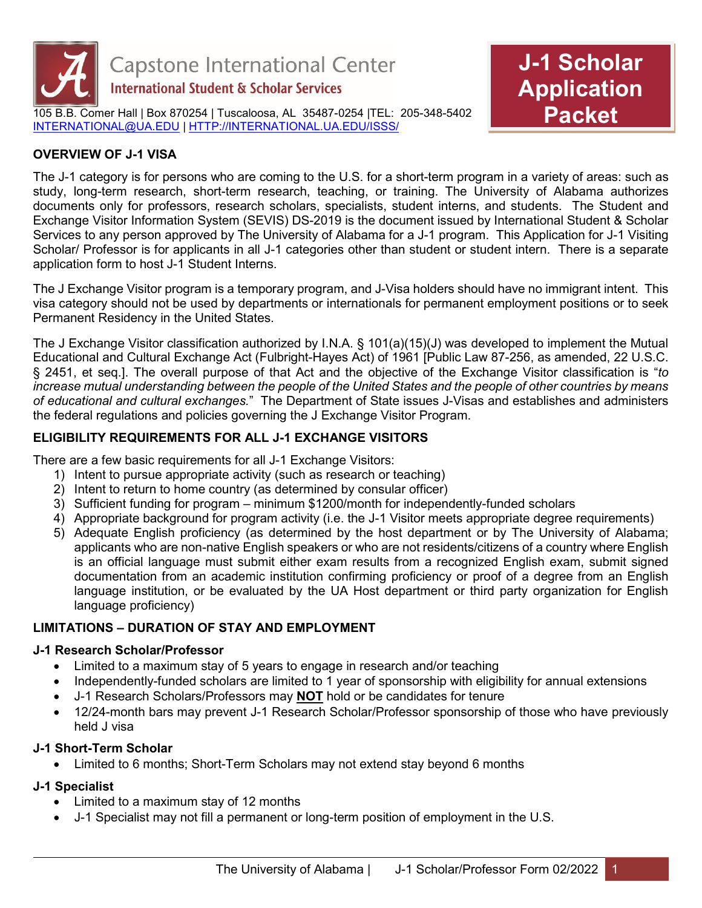Capstone International Center

International Student & Scholar Services

105 B.B. Comer Hall | Box 870254 | Tuscaloosa, AL 35487-0254 |TEL: 205-348-5402
INTERNATIONAL@UA.EDU | HTTP://INTERNATIONAL.UA.EDU/ISSS/

# J-1 Scholar Application Packet

## OVERVIEW OF J-1 VISA

The J-1 category is for persons who are coming to the U.S. for a short-term program in a variety of areas: such as study, long-term research, short-term research, teaching, or training. The University of Alabama authorizes documents only for professors, research scholars, specialists, student interns, and students. The Student and Exchange Visitor Information System (SEVIS) DS-2019 is the document issued by International Student & Scholar Services to any person approved by The University of Alabama for a J-1 program. This Application for J-1 Visiting Scholar/ Professor is for applicants in all J-1 categories other than student or student intern. There is a separate application form to host J-1 Student Interns.

The J Exchange Visitor program is a temporary program, and J-Visa holders should have no immigrant intent. This visa category should not be used by departments or internationals for permanent employment positions or to seek Permanent Residency in the United States.

The J Exchange Visitor classification authorized by I.N.A. § 101(a)(15)(J) was developed to implement the Mutual Educational and Cultural Exchange Act (Fulbright-Hayes Act) of 1961 [Public Law 87-256, as amended, 22 U.S.C. § 2451, et seq.]. The overall purpose of that Act and the objective of the Exchange Visitor classification is "*to increase mutual understanding between the people of the United States and the people of other countries by means of educational and cultural exchanges.*" The Department of State issues J-Visas and establishes and administers the federal regulations and policies governing the J Exchange Visitor Program.

## ELIGIBILITY REQUIREMENTS FOR ALL J-1 EXCHANGE VISITORS

There are a few basic requirements for all J-1 Exchange Visitors:

1) Intent to pursue appropriate activity (such as research or teaching)
2) Intent to return to home country (as determined by consular officer)
3) Sufficient funding for program – minimum $1200/month for independently-funded scholars
4) Appropriate background for program activity (i.e. the J-1 Visitor meets appropriate degree requirements)
5) Adequate English proficiency (as determined by the host department or by The University of Alabama; applicants who are non-native English speakers or who are not residents/citizens of a country where English is an official language must submit either exam results from a recognized English exam, submit signed documentation from an academic institution confirming proficiency or proof of a degree from an English language institution, or be evaluated by the UA Host department or third party organization for English language proficiency)

## LIMITATIONS – DURATION OF STAY AND EMPLOYMENT

### J-1 Research Scholar/Professor

- Limited to a maximum stay of 5 years to engage in research and/or teaching
- Independently-funded scholars are limited to 1 year of sponsorship with eligibility for annual extensions
- J-1 Research Scholars/Professors may **NOT** hold or be candidates for tenure
- 12/24-month bars may prevent J-1 Research Scholar/Professor sponsorship of those who have previously held J visa

### J-1 Short-Term Scholar

- Limited to 6 months; Short-Term Scholars may not extend stay beyond 6 months

### J-1 Specialist

- Limited to a maximum stay of 12 months
- J-1 Specialist may not fill a permanent or long-term position of employment in the U.S.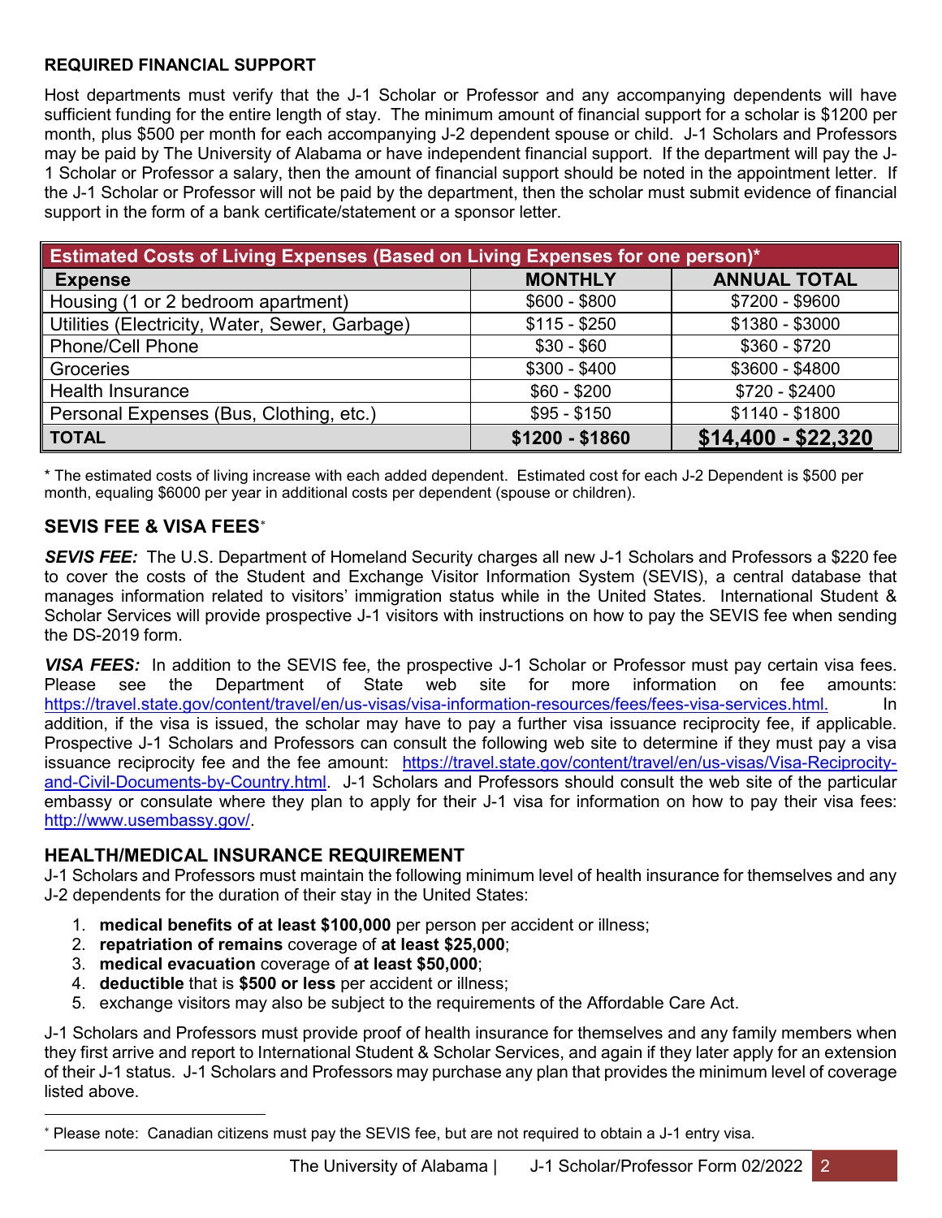## REQUIRED FINANCIAL SUPPORT

Host departments must verify that the J-1 Scholar or Professor and any accompanying dependents will have sufficient funding for the entire length of stay. The minimum amount of financial support for a scholar is $1200 per month, plus $500 per month for each accompanying J-2 dependent spouse or child. J-1 Scholars and Professors may be paid by The University of Alabama or have independent financial support. If the department will pay the J-1 Scholar or Professor a salary, then the amount of financial support should be noted in the appointment letter. If the J-1 Scholar or Professor will not be paid by the department, then the scholar must submit evidence of financial support in the form of a bank certificate/statement or a sponsor letter.

| Estimated Costs of Living Expenses (Based on Living Expenses for one person)* | | |
|---|---|---|
| **Expense** | **MONTHLY** | **ANNUAL TOTAL** |
| Housing (1 or 2 bedroom apartment) | $600 - $800 | $7200 - $9600 |
| Utilities (Electricity, Water, Sewer, Garbage) | $115 - $250 | $1380 - $3000 |
| Phone/Cell Phone | $30 - $60 | $360 - $720 |
| Groceries | $300 - $400 | $3600 - $4800 |
| Health Insurance | $60 - $200 | $720 - $2400 |
| Personal Expenses (Bus, Clothing, etc.) | $95 - $150 | $1140 - $1800 |
| **TOTAL** | **$1200 - $1860** | **$14,400 - $22,320** |

\* The estimated costs of living increase with each added dependent. Estimated cost for each J-2 Dependent is $500 per month, equaling $6000 per year in additional costs per dependent (spouse or children).

## SEVIS FEE & VISA FEES*

***SEVIS FEE:*** The U.S. Department of Homeland Security charges all new J-1 Scholars and Professors a $220 fee to cover the costs of the Student and Exchange Visitor Information System (SEVIS), a central database that manages information related to visitors' immigration status while in the United States. International Student & Scholar Services will provide prospective J-1 visitors with instructions on how to pay the SEVIS fee when sending the DS-2019 form.

***VISA FEES:*** In addition to the SEVIS fee, the prospective J-1 Scholar or Professor must pay certain visa fees. Please see the Department of State web site for more information on fee amounts: https://travel.state.gov/content/travel/en/us-visas/visa-information-resources/fees/fees-visa-services.html. In addition, if the visa is issued, the scholar may have to pay a further visa issuance reciprocity fee, if applicable. Prospective J-1 Scholars and Professors can consult the following web site to determine if they must pay a visa issuance reciprocity fee and the fee amount: https://travel.state.gov/content/travel/en/us-visas/Visa-Reciprocity-and-Civil-Documents-by-Country.html. J-1 Scholars and Professors should consult the web site of the particular embassy or consulate where they plan to apply for their J-1 visa for information on how to pay their visa fees: http://www.usembassy.gov/.

## HEALTH/MEDICAL INSURANCE REQUIREMENT

J-1 Scholars and Professors must maintain the following minimum level of health insurance for themselves and any J-2 dependents for the duration of their stay in the United States:

1. **medical benefits of at least $100,000** per person per accident or illness;
2. **repatriation of remains** coverage of **at least $25,000**;
3. **medical evacuation** coverage of **at least $50,000**;
4. **deductible** that is **$500 or less** per accident or illness;
5. exchange visitors may also be subject to the requirements of the Affordable Care Act.

J-1 Scholars and Professors must provide proof of health insurance for themselves and any family members when they first arrive and report to International Student & Scholar Services, and again if they later apply for an extension of their J-1 status. J-1 Scholars and Professors may purchase any plan that provides the minimum level of coverage listed above.

\* Please note: Canadian citizens must pay the SEVIS fee, but are not required to obtain a J-1 entry visa.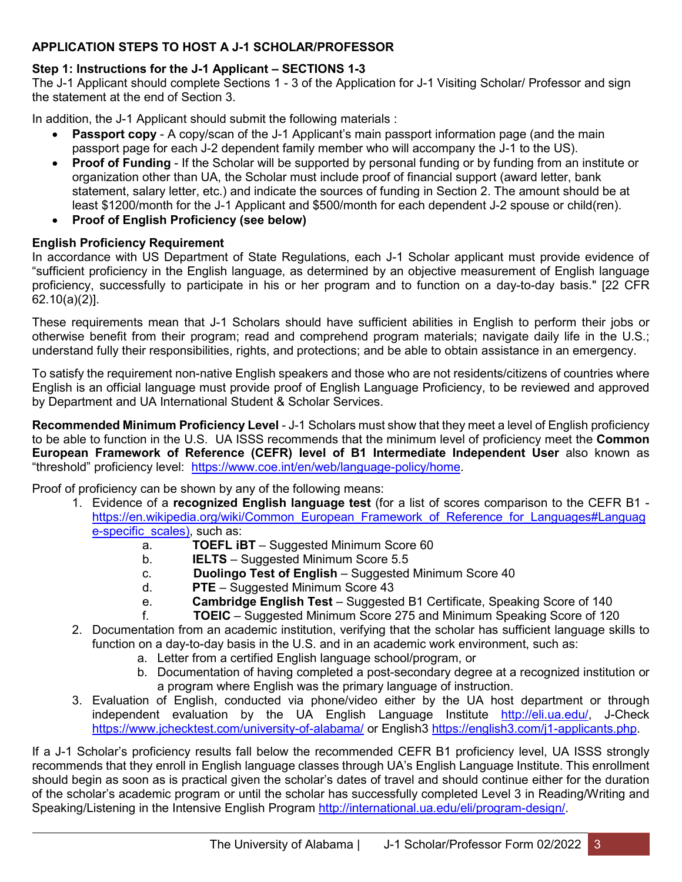## APPLICATION STEPS TO HOST A J-1 SCHOLAR/PROFESSOR

### Step 1: Instructions for the J-1 Applicant – SECTIONS 1-3

The J-1 Applicant should complete Sections 1 - 3 of the Application for J-1 Visiting Scholar/ Professor and sign the statement at the end of Section 3.

In addition, the J-1 Applicant should submit the following materials :

- **Passport copy** - A copy/scan of the J-1 Applicant's main passport information page (and the main passport page for each J-2 dependent family member who will accompany the J-1 to the US).
- **Proof of Funding** - If the Scholar will be supported by personal funding or by funding from an institute or organization other than UA, the Scholar must include proof of financial support (award letter, bank statement, salary letter, etc.) and indicate the sources of funding in Section 2. The amount should be at least $1200/month for the J-1 Applicant and $500/month for each dependent J-2 spouse or child(ren).
- **Proof of English Proficiency (see below)**

### English Proficiency Requirement

In accordance with US Department of State Regulations, each J-1 Scholar applicant must provide evidence of "sufficient proficiency in the English language, as determined by an objective measurement of English language proficiency, successfully to participate in his or her program and to function on a day-to-day basis." [22 CFR 62.10(a)(2)].

These requirements mean that J-1 Scholars should have sufficient abilities in English to perform their jobs or otherwise benefit from their program; read and comprehend program materials; navigate daily life in the U.S.; understand fully their responsibilities, rights, and protections; and be able to obtain assistance in an emergency.

To satisfy the requirement non-native English speakers and those who are not residents/citizens of countries where English is an official language must provide proof of English Language Proficiency, to be reviewed and approved by Department and UA International Student & Scholar Services.

**Recommended Minimum Proficiency Level** - J-1 Scholars must show that they meet a level of English proficiency to be able to function in the U.S. UA ISSS recommends that the minimum level of proficiency meet the **Common European Framework of Reference (CEFR) level of B1 Intermediate Independent User** also known as "threshold" proficiency level: https://www.coe.int/en/web/language-policy/home.

Proof of proficiency can be shown by any of the following means:

1. Evidence of a **recognized English language test** (for a list of scores comparison to the CEFR B1 - https://en.wikipedia.org/wiki/Common_European_Framework_of_Reference_for_Languages#Language-specific_scales), such as:
   a. **TOEFL iBT** – Suggested Minimum Score 60
   b. **IELTS** – Suggested Minimum Score 5.5
   c. **Duolingo Test of English** – Suggested Minimum Score 40
   d. **PTE** – Suggested Minimum Score 43
   e. **Cambridge English Test** – Suggested B1 Certificate, Speaking Score of 140
   f. **TOEIC** – Suggested Minimum Score 275 and Minimum Speaking Score of 120
2. Documentation from an academic institution, verifying that the scholar has sufficient language skills to function on a day-to-day basis in the U.S. and in an academic work environment, such as:
   a. Letter from a certified English language school/program, or
   b. Documentation of having completed a post-secondary degree at a recognized institution or a program where English was the primary language of instruction.
3. Evaluation of English, conducted via phone/video either by the UA host department or through independent evaluation by the UA English Language Institute http://eli.ua.edu/, J-Check https://www.jchecktest.com/university-of-alabama/ or English3 https://english3.com/j1-applicants.php.

If a J-1 Scholar's proficiency results fall below the recommended CEFR B1 proficiency level, UA ISSS strongly recommends that they enroll in English language classes through UA's English Language Institute. This enrollment should begin as soon as is practical given the scholar's dates of travel and should continue either for the duration of the scholar's academic program or until the scholar has successfully completed Level 3 in Reading/Writing and Speaking/Listening in the Intensive English Program http://international.ua.edu/eli/program-design/.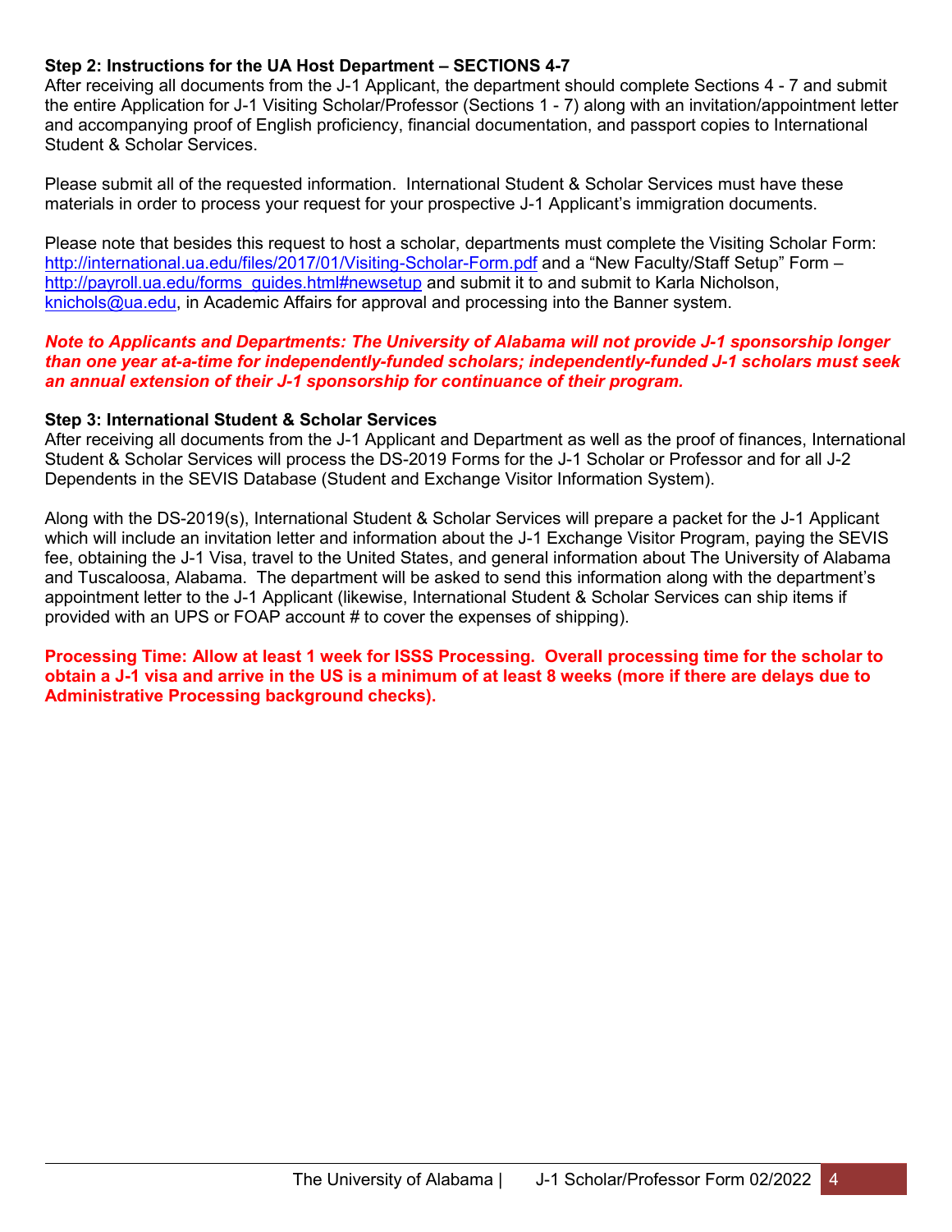**Step 2: Instructions for the UA Host Department – SECTIONS 4-7**
After receiving all documents from the J-1 Applicant, the department should complete Sections 4 - 7 and submit the entire Application for J-1 Visiting Scholar/Professor (Sections 1 - 7) along with an invitation/appointment letter and accompanying proof of English proficiency, financial documentation, and passport copies to International Student & Scholar Services.

Please submit all of the requested information. International Student & Scholar Services must have these materials in order to process your request for your prospective J-1 Applicant's immigration documents.

Please note that besides this request to host a scholar, departments must complete the Visiting Scholar Form: [http://international.ua.edu/files/2017/01/Visiting-Scholar-Form.pdf](http://international.ua.edu/files/2017/01/Visiting-Scholar-Form.pdf) and a "New Faculty/Staff Setup" Form – [http://payroll.ua.edu/forms_guides.html#newsetup](http://payroll.ua.edu/forms_guides.html#newsetup) and submit it to and submit to Karla Nicholson, [knichols@ua.edu](mailto:knichols@ua.edu), in Academic Affairs for approval and processing into the Banner system.

***Note to Applicants and Departments: The University of Alabama will not provide J-1 sponsorship longer than one year at-a-time for independently-funded scholars; independently-funded J-1 scholars must seek an annual extension of their J-1 sponsorship for continuance of their program.***

**Step 3: International Student & Scholar Services**
After receiving all documents from the J-1 Applicant and Department as well as the proof of finances, International Student & Scholar Services will process the DS-2019 Forms for the J-1 Scholar or Professor and for all J-2 Dependents in the SEVIS Database (Student and Exchange Visitor Information System).

Along with the DS-2019(s), International Student & Scholar Services will prepare a packet for the J-1 Applicant which will include an invitation letter and information about the J-1 Exchange Visitor Program, paying the SEVIS fee, obtaining the J-1 Visa, travel to the United States, and general information about The University of Alabama and Tuscaloosa, Alabama. The department will be asked to send this information along with the department's appointment letter to the J-1 Applicant (likewise, International Student & Scholar Services can ship items if provided with an UPS or FOAP account # to cover the expenses of shipping).

**Processing Time: Allow at least 1 week for ISSS Processing. Overall processing time for the scholar to obtain a J-1 visa and arrive in the US is a minimum of at least 8 weeks (more if there are delays due to Administrative Processing background checks).**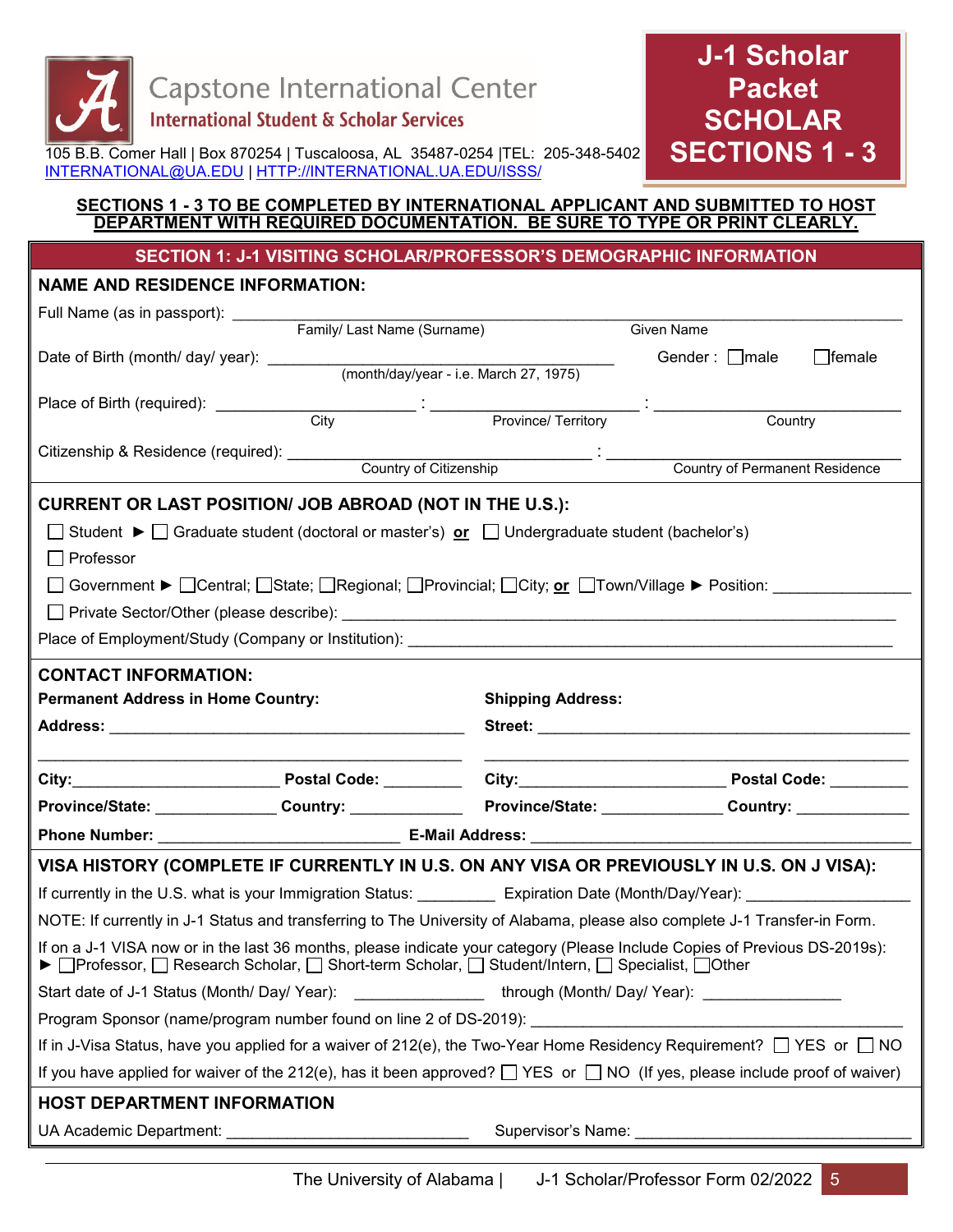Capstone International Center
International Student & Scholar Services

105 B.B. Comer Hall | Box 870254 | Tuscaloosa, AL 35487-0254 |TEL: 205-348-5402
INTERNATIONAL@UA.EDU | HTTP://INTERNATIONAL.UA.EDU/ISSS/

# J-1 Scholar Packet SCHOLAR SECTIONS 1 - 3

**SECTIONS 1 - 3 TO BE COMPLETED BY INTERNATIONAL APPLICANT AND SUBMITTED TO HOST DEPARTMENT WITH REQUIRED DOCUMENTATION. BE SURE TO TYPE OR PRINT CLEARLY.**

## SECTION 1: J-1 VISITING SCHOLAR/PROFESSOR'S DEMOGRAPHIC INFORMATION

### NAME AND RESIDENCE INFORMATION:

Full Name (as in passport): ______________________________ ______________________________
Family/ Last Name (Surname) Given Name

Date of Birth (month/ day/ year): ______________________________ (month/day/year - i.e. March 27, 1975) Gender : ☐male ☐female

Place of Birth (required): ____________ : ____________ : ____________
City Province/ Territory Country

Citizenship & Residence (required): ______________________ : ______________________
Country of Citizenship Country of Permanent Residence

### CURRENT OR LAST POSITION/ JOB ABROAD (NOT IN THE U.S.):

☐ Student ► ☐ Graduate student (doctoral or master's) **or** ☐ Undergraduate student (bachelor's)

☐ Professor

☐ Government ► ☐Central; ☐State; ☐Regional; ☐Provincial; ☐City; **or** ☐Town/Village ► Position: ____________

☐ Private Sector/Other (please describe): ______________________________

Place of Employment/Study (Company or Institution): ______________________________

### CONTACT INFORMATION:

**Permanent Address in Home Country:**

**Address:** ______________________________
______________________________

**City:** ____________ **Postal Code:** ____________

**Province/State:** ____________ **Country:** ____________

**Shipping Address:**

**Street:** ______________________________
______________________________

**City:** ____________ **Postal Code:** ____________

**Province/State:** ____________ **Country:** ____________

**Phone Number:** ______________________ **E-Mail Address:** ______________________

### VISA HISTORY (COMPLETE IF CURRENTLY IN U.S. ON ANY VISA OR PREVIOUSLY IN U.S. ON J VISA):

If currently in the U.S. what is your Immigration Status: ________ Expiration Date (Month/Day/Year): ____________

NOTE: If currently in J-1 Status and transferring to The University of Alabama, please also complete J-1 Transfer-in Form.

If on a J-1 VISA now or in the last 36 months, please indicate your category (Please Include Copies of Previous DS-2019s):
► ☐Professor, ☐ Research Scholar, ☐ Short-term Scholar, ☐ Student/Intern, ☐ Specialist, ☐Other

Start date of J-1 Status (Month/ Day/ Year): ____________ through (Month/ Day/ Year): ____________

Program Sponsor (name/program number found on line 2 of DS-2019): ______________________________

If in J-Visa Status, have you applied for a waiver of 212(e), the Two-Year Home Residency Requirement? ☐ YES or ☐ NO

If you have applied for waiver of the 212(e), has it been approved? ☐ YES or ☐ NO (If yes, please include proof of waiver)

### HOST DEPARTMENT INFORMATION

UA Academic Department: ______________________ Supervisor's Name: ______________________

The University of Alabama | J-1 Scholar/Professor Form 02/2022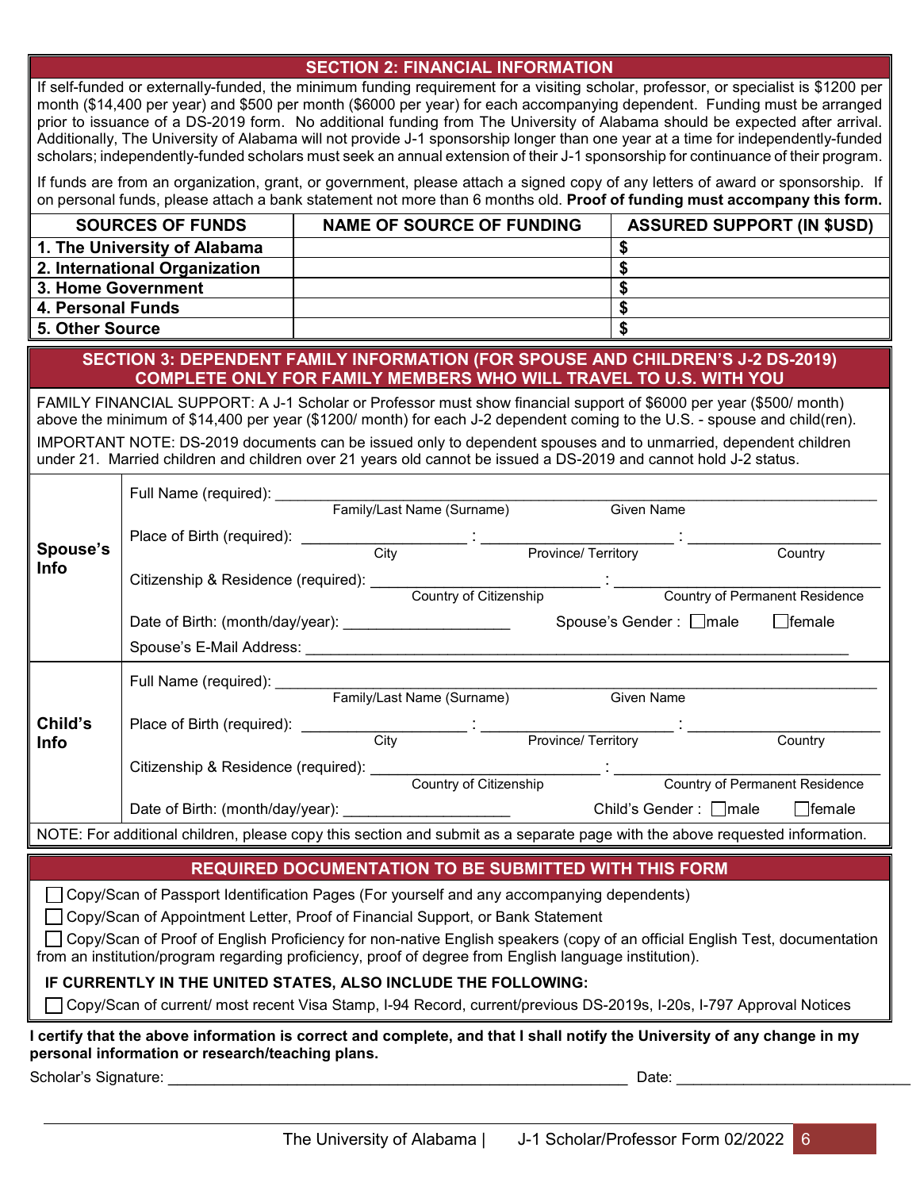## SECTION 2: FINANCIAL INFORMATION

If self-funded or externally-funded, the minimum funding requirement for a visiting scholar, professor, or specialist is $1200 per month ($14,400 per year) and $500 per month ($6000 per year) for each accompanying dependent. Funding must be arranged prior to issuance of a DS-2019 form. No additional funding from The University of Alabama should be expected after arrival. Additionally, The University of Alabama will not provide J-1 sponsorship longer than one year at a time for independently-funded scholars; independently-funded scholars must seek an annual extension of their J-1 sponsorship for continuance of their program.

If funds are from an organization, grant, or government, please attach a signed copy of any letters of award or sponsorship. If on personal funds, please attach a bank statement not more than 6 months old. **Proof of funding must accompany this form.**

| SOURCES OF FUNDS | NAME OF SOURCE OF FUNDING | ASSURED SUPPORT (IN $USD) |
|---|---|---|
| **1. The University of Alabama** | | **$** |
| **2. International Organization** | | **$** |
| **3. Home Government** | | **$** |
| **4. Personal Funds** | | **$** |
| **5. Other Source** | | **$** |

## SECTION 3: DEPENDENT FAMILY INFORMATION (FOR SPOUSE AND CHILDREN'S J-2 DS-2019) COMPLETE ONLY FOR FAMILY MEMBERS WHO WILL TRAVEL TO U.S. WITH YOU

FAMILY FINANCIAL SUPPORT: A J-1 Scholar or Professor must show financial support of $6000 per year ($500/ month) above the minimum of $14,400 per year ($1200/ month) for each J-2 dependent coming to the U.S. - spouse and child(ren).

IMPORTANT NOTE: DS-2019 documents can be issued only to dependent spouses and to unmarried, dependent children under 21. Married children and children over 21 years old cannot be issued a DS-2019 and cannot hold J-2 status.

**Spouse's Info**

Full Name (required): ______________________________ ______________________________
Family/Last Name (Surname) Given Name

Place of Birth (required): ____________ : ____________ : ____________
City Province/ Territory Country

Citizenship & Residence (required): ____________ : ____________
Country of Citizenship Country of Permanent Residence

Date of Birth: (month/day/year): ____________ Spouse's Gender : ☐male ☐female

Spouse's E-Mail Address: ______________________________

**Child's Info**

Full Name (required): ______________________________ ______________________________
Family/Last Name (Surname) Given Name

Place of Birth (required): ____________ : ____________ : ____________
City Province/ Territory Country

Citizenship & Residence (required): ____________ : ____________
Country of Citizenship Country of Permanent Residence

Date of Birth: (month/day/year): ____________ Child's Gender : ☐male ☐female

NOTE: For additional children, please copy this section and submit as a separate page with the above requested information.

## REQUIRED DOCUMENTATION TO BE SUBMITTED WITH THIS FORM

☐ Copy/Scan of Passport Identification Pages (For yourself and any accompanying dependents)

☐ Copy/Scan of Appointment Letter, Proof of Financial Support, or Bank Statement

☐ Copy/Scan of Proof of English Proficiency for non-native English speakers (copy of an official English Test, documentation from an institution/program regarding proficiency, proof of degree from English language institution).

**IF CURRENTLY IN THE UNITED STATES, ALSO INCLUDE THE FOLLOWING:**

☐ Copy/Scan of current/ most recent Visa Stamp, I-94 Record, current/previous DS-2019s, I-20s, I-797 Approval Notices

**I certify that the above information is correct and complete, and that I shall notify the University of any change in my personal information or research/teaching plans.**

Scholar's Signature: ______________________________ Date: ____________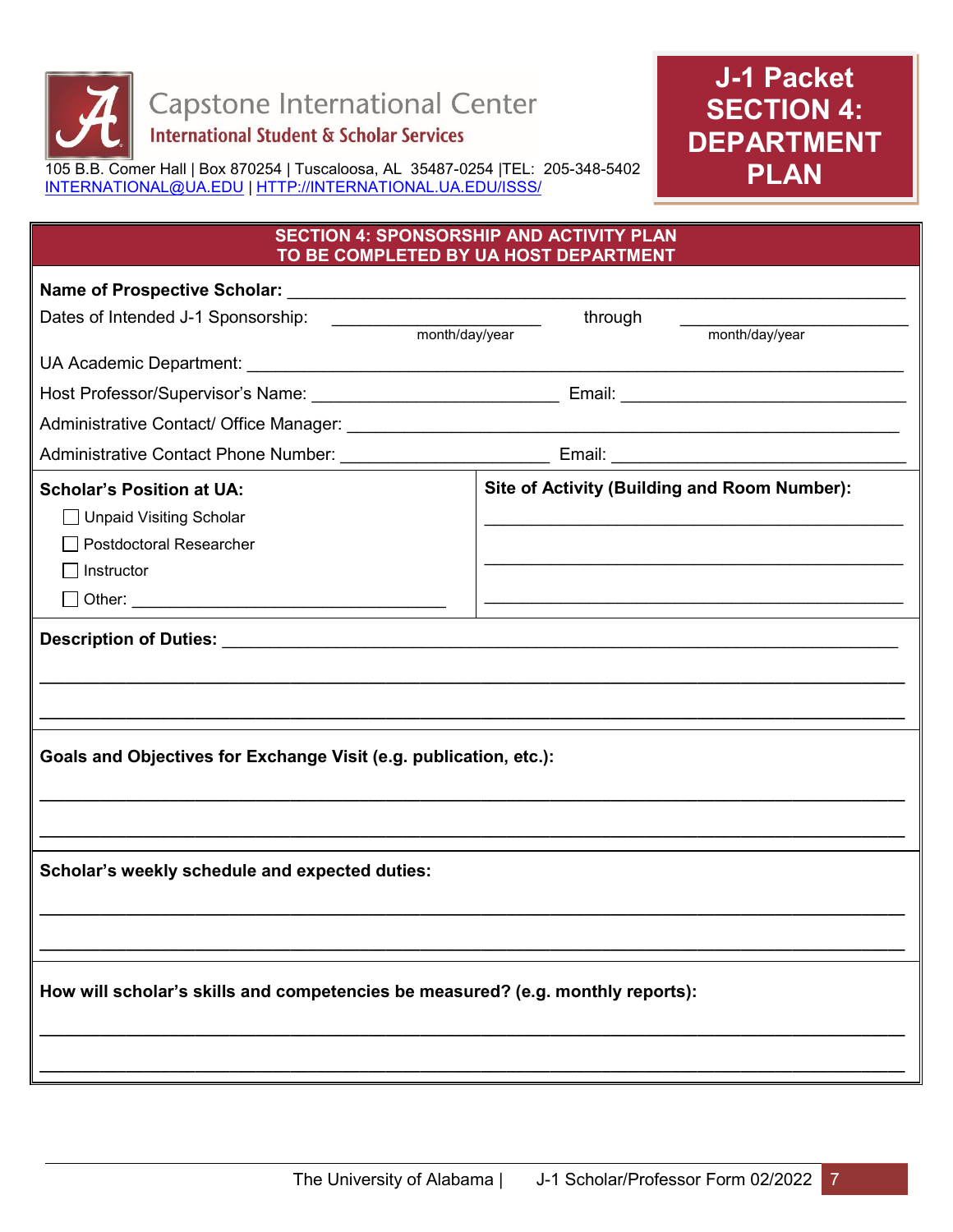Capstone International Center
International Student & Scholar Services

105 B.B. Comer Hall | Box 870254 | Tuscaloosa, AL 35487-0254 |TEL: 205-348-5402
INTERNATIONAL@UA.EDU | HTTP://INTERNATIONAL.UA.EDU/ISSS/

# J-1 Packet SECTION 4: DEPARTMENT PLAN

## SECTION 4: SPONSORSHIP AND ACTIVITY PLAN
## TO BE COMPLETED BY UA HOST DEPARTMENT

**Name of Prospective Scholar:** ______________________________________________

Dates of Intended J-1 Sponsorship: ____________________ through ____________________
(month/day/year) (month/day/year)

UA Academic Department: ______________________________________________

Host Professor/Supervisor's Name: ______________________ Email: ______________________

Administrative Contact/ Office Manager: ______________________________________________

Administrative Contact Phone Number: ____________________ Email: ______________________

| **Scholar's Position at UA:** | **Site of Activity (Building and Room Number):** |
|---|---|
| ☐ Unpaid Visiting Scholar | ______________________________ |
| ☐ Postdoctoral Researcher | ______________________________ |
| ☐ Instructor | ______________________________ |
| ☐ Other: ______________________ | |

**Description of Duties:** ______________________________________________

______________________________________________________________________

______________________________________________________________________

**Goals and Objectives for Exchange Visit (e.g. publication, etc.):**

______________________________________________________________________

______________________________________________________________________

**Scholar's weekly schedule and expected duties:**

______________________________________________________________________

______________________________________________________________________

**How will scholar's skills and competencies be measured? (e.g. monthly reports):**

______________________________________________________________________

______________________________________________________________________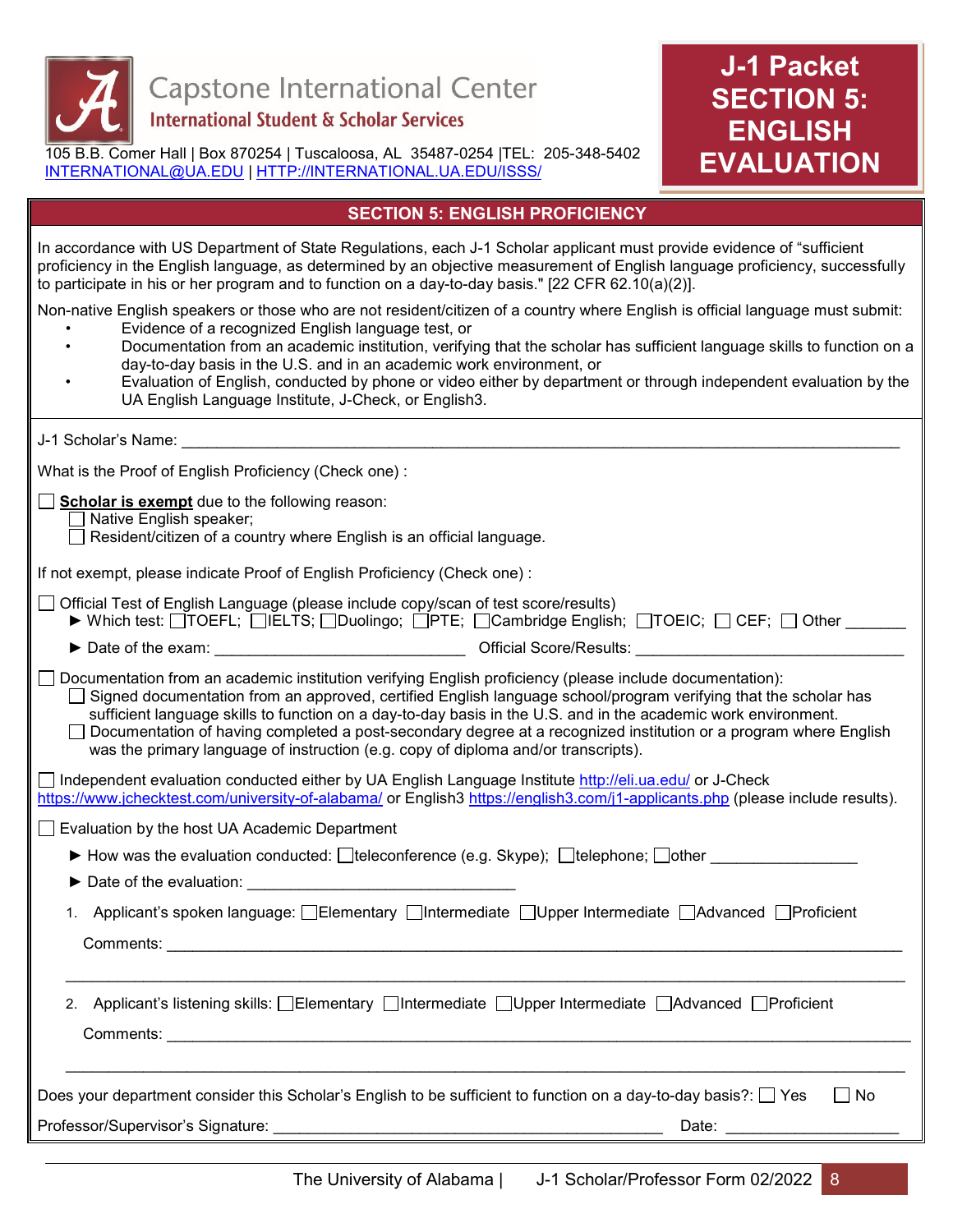Capstone International Center

International Student & Scholar Services

105 B.B. Comer Hall | Box 870254 | Tuscaloosa, AL 35487-0254 |TEL: 205-348-5402
INTERNATIONAL@UA.EDU | HTTP://INTERNATIONAL.UA.EDU/ISSS/

# J-1 Packet SECTION 5: ENGLISH EVALUATION

## SECTION 5: ENGLISH PROFICIENCY

In accordance with US Department of State Regulations, each J-1 Scholar applicant must provide evidence of "sufficient proficiency in the English language, as determined by an objective measurement of English language proficiency, successfully to participate in his or her program and to function on a day-to-day basis." [22 CFR 62.10(a)(2)].

Non-native English speakers or those who are not resident/citizen of a country where English is official language must submit:

- Evidence of a recognized English language test, or
- Documentation from an academic institution, verifying that the scholar has sufficient language skills to function on a day-to-day basis in the U.S. and in an academic work environment, or
- Evaluation of English, conducted by phone or video either by department or through independent evaluation by the UA English Language Institute, J-Check, or English3.

J-1 Scholar's Name: ____________________

What is the Proof of English Proficiency (Check one) :

☐ **Scholar is exempt** due to the following reason:
- ☐ Native English speaker;
- ☐ Resident/citizen of a country where English is an official language.

If not exempt, please indicate Proof of English Proficiency (Check one) :

☐ Official Test of English Language (please include copy/scan of test score/results)
- ► Which test: ☐TOEFL; ☐IELTS; ☐Duolingo; ☐PTE; ☐Cambridge English; ☐TOEIC; ☐ CEF; ☐ Other _______
- ► Date of the exam: ____________________ Official Score/Results: ____________________

☐ Documentation from an academic institution verifying English proficiency (please include documentation):
- ☐ Signed documentation from an approved, certified English language school/program verifying that the scholar has sufficient language skills to function on a day-to-day basis in the U.S. and in the academic work environment.
- ☐ Documentation of having completed a post-secondary degree at a recognized institution or a program where English was the primary language of instruction (e.g. copy of diploma and/or transcripts).

☐ Independent evaluation conducted either by UA English Language Institute http://eli.ua.edu/ or J-Check https://www.jchecktest.com/university-of-alabama/ or English3 https://english3.com/j1-applicants.php (please include results).

☐ Evaluation by the host UA Academic Department
- ► How was the evaluation conducted: ☐teleconference (e.g. Skype); ☐telephone; ☐other ________________
- ► Date of the evaluation: ____________________

1. Applicant's spoken language: ☐Elementary ☐Intermediate ☐Upper Intermediate ☐Advanced ☐Proficient

   Comments: ____________________

   ____________________

2. Applicant's listening skills: ☐Elementary ☐Intermediate ☐Upper Intermediate ☐Advanced ☐Proficient

   Comments: ____________________

   ____________________

Does your department consider this Scholar's English to be sufficient to function on a day-to-day basis?: ☐ Yes ☐ No

Professor/Supervisor's Signature: ____________________ Date: ____________________

The University of Alabama | J-1 Scholar/Professor Form 02/2022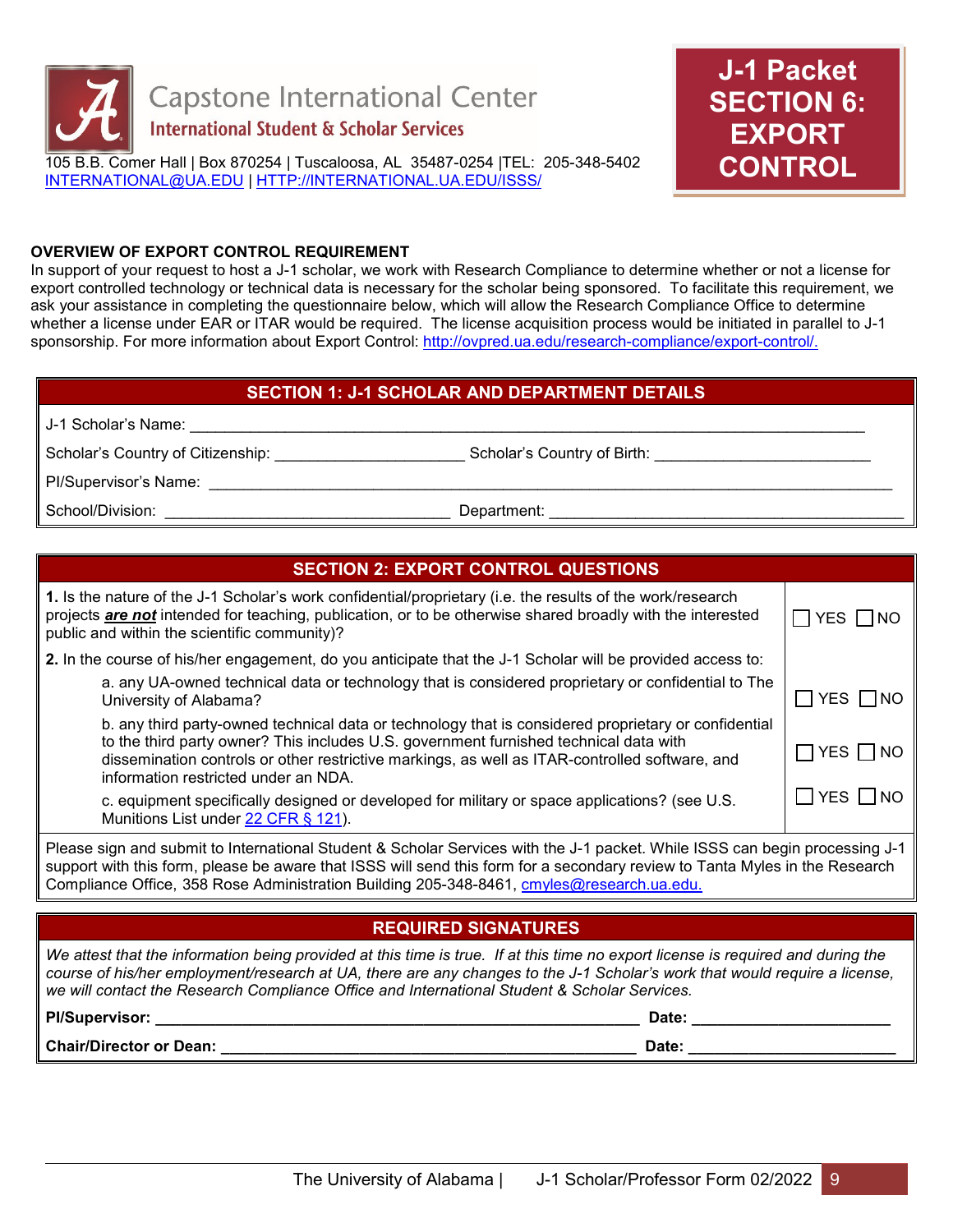Capstone International Center
**International Student & Scholar Services**

105 B.B. Comer Hall | Box 870254 | Tuscaloosa, AL 35487-0254 |TEL: 205-348-5402
INTERNATIONAL@UA.EDU | HTTP://INTERNATIONAL.UA.EDU/ISSS/

# J-1 Packet SECTION 6: EXPORT CONTROL

**OVERVIEW OF EXPORT CONTROL REQUIREMENT**

In support of your request to host a J-1 scholar, we work with Research Compliance to determine whether or not a license for export controlled technology or technical data is necessary for the scholar being sponsored. To facilitate this requirement, we ask your assistance in completing the questionnaire below, which will allow the Research Compliance Office to determine whether a license under EAR or ITAR would be required. The license acquisition process would be initiated in parallel to J-1 sponsorship. For more information about Export Control: http://ovpred.ua.edu/research-compliance/export-control/.

## SECTION 1: J-1 SCHOLAR AND DEPARTMENT DETAILS

J-1 Scholar's Name: ______________________________________________

Scholar's Country of Citizenship: ____________________ Scholar's Country of Birth: ______________________

PI/Supervisor's Name: ______________________________________________

School/Division: ______________________________ Department: ______________________________________

## SECTION 2: EXPORT CONTROL QUESTIONS

| Question | Answer |
|---|---|
| **1.** Is the nature of the J-1 Scholar's work confidential/proprietary (i.e. the results of the work/research projects ***are not*** intended for teaching, publication, or to be otherwise shared broadly with the interested public and within the scientific community)? | ☐ YES ☐ NO |
| **2.** In the course of his/her engagement, do you anticipate that the J-1 Scholar will be provided access to: | |
| a. any UA-owned technical data or technology that is considered proprietary or confidential to The University of Alabama? | ☐ YES ☐ NO |
| b. any third party-owned technical data or technology that is considered proprietary or confidential to the third party owner? This includes U.S. government furnished technical data with dissemination controls or other restrictive markings, as well as ITAR-controlled software, and information restricted under an NDA. | ☐ YES ☐ NO |
| c. equipment specifically designed or developed for military or space applications? (see U.S. Munitions List under 22 CFR § 121). | ☐ YES ☐ NO |

Please sign and submit to International Student & Scholar Services with the J-1 packet. While ISSS can begin processing J-1 support with this form, please be aware that ISSS will send this form for a secondary review to Tanta Myles in the Research Compliance Office, 358 Rose Administration Building 205-348-8461, cmyles@research.ua.edu.

## REQUIRED SIGNATURES

*We attest that the information being provided at this time is true. If at this time no export license is required and during the course of his/her employment/research at UA, there are any changes to the J-1 Scholar's work that would require a license, we will contact the Research Compliance Office and International Student & Scholar Services.*

**PI/Supervisor:** ______________________________________________ **Date:** ____________________

**Chair/Director or Dean:** ________________________________________ **Date:** ____________________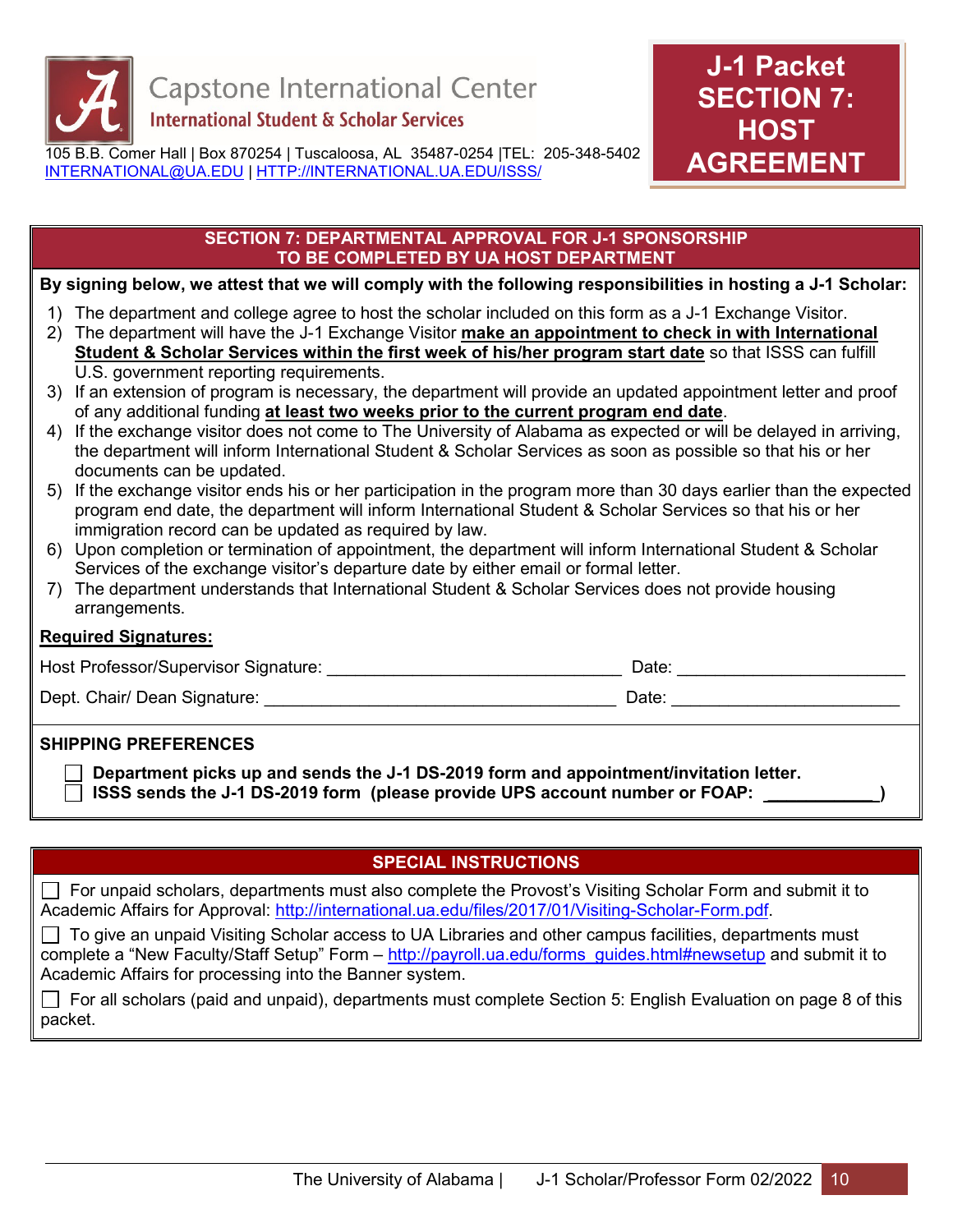Capstone International Center

International Student & Scholar Services

105 B.B. Comer Hall | Box 870254 | Tuscaloosa, AL 35487-0254 |TEL: 205-348-5402
[INTERNATIONAL@UA.EDU](mailto:INTERNATIONAL@UA.EDU) | [HTTP://INTERNATIONAL.UA.EDU/ISSS/](http://international.ua.edu/isss/)

# J-1 Packet SECTION 7: HOST AGREEMENT

## SECTION 7: DEPARTMENTAL APPROVAL FOR J-1 SPONSORSHIP
## TO BE COMPLETED BY UA HOST DEPARTMENT

**By signing below, we attest that we will comply with the following responsibilities in hosting a J-1 Scholar:**

1) The department and college agree to host the scholar included on this form as a J-1 Exchange Visitor.
2) The department will have the J-1 Exchange Visitor **make an appointment to check in with International Student & Scholar Services within the first week of his/her program start date** so that ISSS can fulfill U.S. government reporting requirements.
3) If an extension of program is necessary, the department will provide an updated appointment letter and proof of any additional funding **at least two weeks prior to the current program end date**.
4) If the exchange visitor does not come to The University of Alabama as expected or will be delayed in arriving, the department will inform International Student & Scholar Services as soon as possible so that his or her documents can be updated.
5) If the exchange visitor ends his or her participation in the program more than 30 days earlier than the expected program end date, the department will inform International Student & Scholar Services so that his or her immigration record can be updated as required by law.
6) Upon completion or termination of appointment, the department will inform International Student & Scholar Services of the exchange visitor's departure date by either email or formal letter.
7) The department understands that International Student & Scholar Services does not provide housing arrangements.

**Required Signatures:**

Host Professor/Supervisor Signature: ______________________________ Date: ______________________

Dept. Chair/ Dean Signature: ___________________________________ Date: ______________________

**SHIPPING PREFERENCES**

☐ **Department picks up and sends the J-1 DS-2019 form and appointment/invitation letter.**
☐ **ISSS sends the J-1 DS-2019 form (please provide UPS account number or FOAP: ___________)**

## SPECIAL INSTRUCTIONS

☐ For unpaid scholars, departments must also complete the Provost's Visiting Scholar Form and submit it to Academic Affairs for Approval: [http://international.ua.edu/files/2017/01/Visiting-Scholar-Form.pdf](http://international.ua.edu/files/2017/01/Visiting-Scholar-Form.pdf).

☐ To give an unpaid Visiting Scholar access to UA Libraries and other campus facilities, departments must complete a "New Faculty/Staff Setup" Form – [http://payroll.ua.edu/forms_guides.html#newsetup](http://payroll.ua.edu/forms_guides.html#newsetup) and submit it to Academic Affairs for processing into the Banner system.

☐ For all scholars (paid and unpaid), departments must complete Section 5: English Evaluation on page 8 of this packet.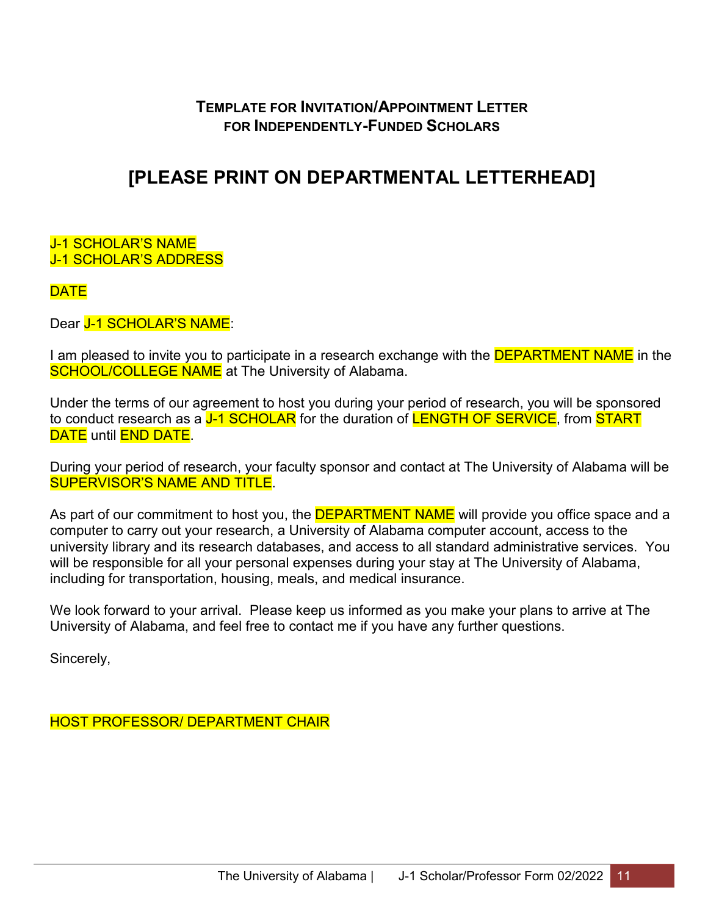## Template for Invitation/Appointment Letter for Independently-Funded Scholars

# [PLEASE PRINT ON DEPARTMENTAL LETTERHEAD]

J-1 SCHOLAR'S NAME
J-1 SCHOLAR'S ADDRESS

DATE

Dear J-1 SCHOLAR'S NAME:

I am pleased to invite you to participate in a research exchange with the DEPARTMENT NAME in the SCHOOL/COLLEGE NAME at The University of Alabama.

Under the terms of our agreement to host you during your period of research, you will be sponsored to conduct research as a J-1 SCHOLAR for the duration of LENGTH OF SERVICE, from START DATE until END DATE.

During your period of research, your faculty sponsor and contact at The University of Alabama will be SUPERVISOR'S NAME AND TITLE.

As part of our commitment to host you, the DEPARTMENT NAME will provide you office space and a computer to carry out your research, a University of Alabama computer account, access to the university library and its research databases, and access to all standard administrative services. You will be responsible for all your personal expenses during your stay at The University of Alabama, including for transportation, housing, meals, and medical insurance.

We look forward to your arrival. Please keep us informed as you make your plans to arrive at The University of Alabama, and feel free to contact me if you have any further questions.

Sincerely,

HOST PROFESSOR/ DEPARTMENT CHAIR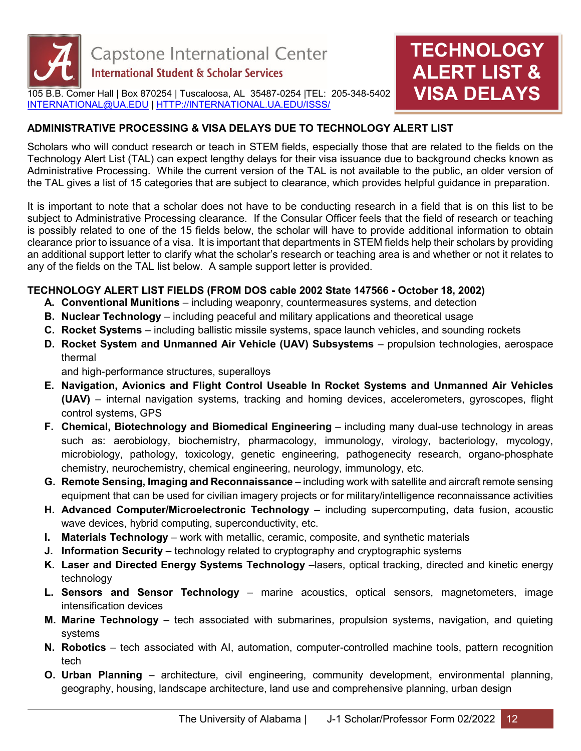Capstone International Center
International Student & Scholar Services

105 B.B. Comer Hall | Box 870254 | Tuscaloosa, AL 35487-0254 |TEL: 205-348-5402
INTERNATIONAL@UA.EDU | HTTP://INTERNATIONAL.UA.EDU/ISSS/

# TECHNOLOGY ALERT LIST & VISA DELAYS

## ADMINISTRATIVE PROCESSING & VISA DELAYS DUE TO TECHNOLOGY ALERT LIST

Scholars who will conduct research or teach in STEM fields, especially those that are related to the fields on the Technology Alert List (TAL) can expect lengthy delays for their visa issuance due to background checks known as Administrative Processing. While the current version of the TAL is not available to the public, an older version of the TAL gives a list of 15 categories that are subject to clearance, which provides helpful guidance in preparation.

It is important to note that a scholar does not have to be conducting research in a field that is on this list to be subject to Administrative Processing clearance. If the Consular Officer feels that the field of research or teaching is possibly related to one of the 15 fields below, the scholar will have to provide additional information to obtain clearance prior to issuance of a visa. It is important that departments in STEM fields help their scholars by providing an additional support letter to clarify what the scholar's research or teaching area is and whether or not it relates to any of the fields on the TAL list below. A sample support letter is provided.

## TECHNOLOGY ALERT LIST FIELDS (FROM DOS cable 2002 State 147566 - October 18, 2002)

A. **Conventional Munitions** – including weaponry, countermeasures systems, and detection
B. **Nuclear Technology** – including peaceful and military applications and theoretical usage
C. **Rocket Systems** – including ballistic missile systems, space launch vehicles, and sounding rockets
D. **Rocket System and Unmanned Air Vehicle (UAV) Subsystems** – propulsion technologies, aerospace thermal
   and high-performance structures, superalloys
E. **Navigation, Avionics and Flight Control Useable In Rocket Systems and Unmanned Air Vehicles (UAV)** – internal navigation systems, tracking and homing devices, accelerometers, gyroscopes, flight control systems, GPS
F. **Chemical, Biotechnology and Biomedical Engineering** – including many dual-use technology in areas such as: aerobiology, biochemistry, pharmacology, immunology, virology, bacteriology, mycology, microbiology, pathology, toxicology, genetic engineering, pathogenecity research, organo-phosphate chemistry, neurochemistry, chemical engineering, neurology, immunology, etc.
G. **Remote Sensing, Imaging and Reconnaissance** – including work with satellite and aircraft remote sensing equipment that can be used for civilian imagery projects or for military/intelligence reconnaissance activities
H. **Advanced Computer/Microelectronic Technology** – including supercomputing, data fusion, acoustic wave devices, hybrid computing, superconductivity, etc.
I. **Materials Technology** – work with metallic, ceramic, composite, and synthetic materials
J. **Information Security** – technology related to cryptography and cryptographic systems
K. **Laser and Directed Energy Systems Technology** –lasers, optical tracking, directed and kinetic energy technology
L. **Sensors and Sensor Technology** – marine acoustics, optical sensors, magnetometers, image intensification devices
M. **Marine Technology** – tech associated with submarines, propulsion systems, navigation, and quieting systems
N. **Robotics** – tech associated with AI, automation, computer-controlled machine tools, pattern recognition tech
O. **Urban Planning** – architecture, civil engineering, community development, environmental planning, geography, housing, landscape architecture, land use and comprehensive planning, urban design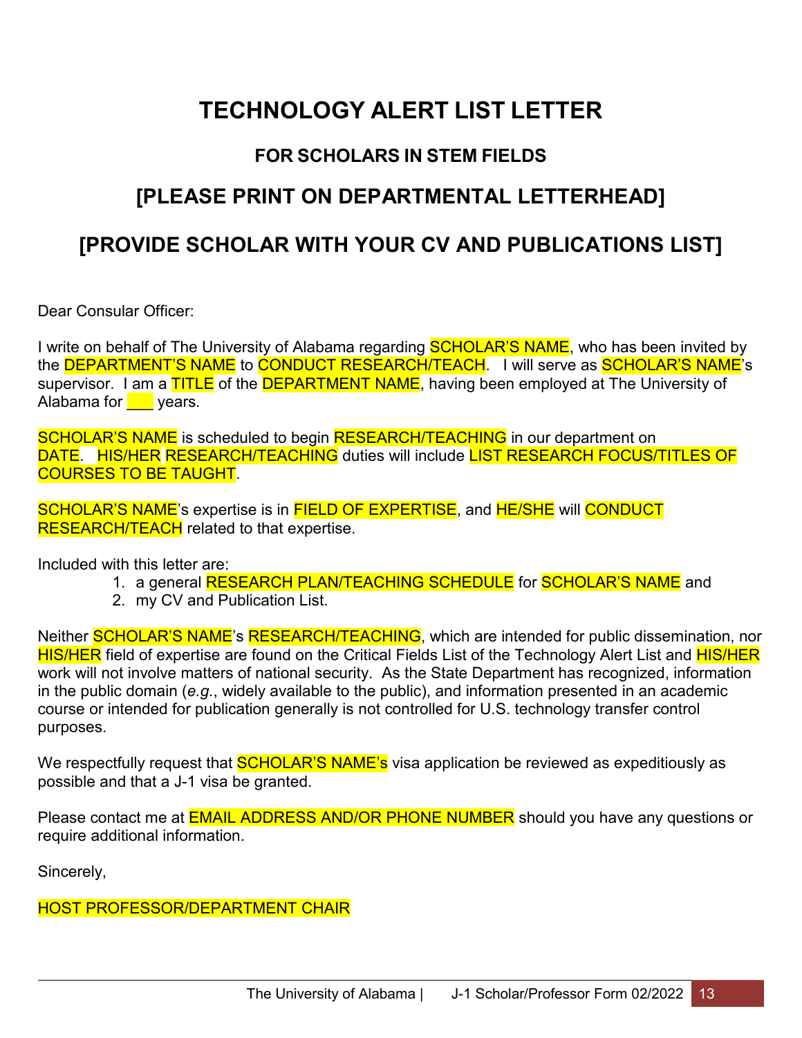# TECHNOLOGY ALERT LIST LETTER

### FOR SCHOLARS IN STEM FIELDS

## [PLEASE PRINT ON DEPARTMENTAL LETTERHEAD]

## [PROVIDE SCHOLAR WITH YOUR CV AND PUBLICATIONS LIST]

Dear Consular Officer:

I write on behalf of The University of Alabama regarding SCHOLAR'S NAME, who has been invited by the DEPARTMENT'S NAME to CONDUCT RESEARCH/TEACH. I will serve as SCHOLAR'S NAME's supervisor. I am a TITLE of the DEPARTMENT NAME, having been employed at The University of Alabama for ___ years.

SCHOLAR'S NAME is scheduled to begin RESEARCH/TEACHING in our department on DATE. HIS/HER RESEARCH/TEACHING duties will include LIST RESEARCH FOCUS/TITLES OF COURSES TO BE TAUGHT.

SCHOLAR'S NAME's expertise is in FIELD OF EXPERTISE, and HE/SHE will CONDUCT RESEARCH/TEACH related to that expertise.

Included with this letter are:

1. a general RESEARCH PLAN/TEACHING SCHEDULE for SCHOLAR'S NAME and
2. my CV and Publication List.

Neither SCHOLAR'S NAME's RESEARCH/TEACHING, which are intended for public dissemination, nor HIS/HER field of expertise are found on the Critical Fields List of the Technology Alert List and HIS/HER work will not involve matters of national security. As the State Department has recognized, information in the public domain (*e.g.*, widely available to the public), and information presented in an academic course or intended for publication generally is not controlled for U.S. technology transfer control purposes.

We respectfully request that SCHOLAR'S NAME's visa application be reviewed as expeditiously as possible and that a J-1 visa be granted.

Please contact me at EMAIL ADDRESS AND/OR PHONE NUMBER should you have any questions or require additional information.

Sincerely,

HOST PROFESSOR/DEPARTMENT CHAIR